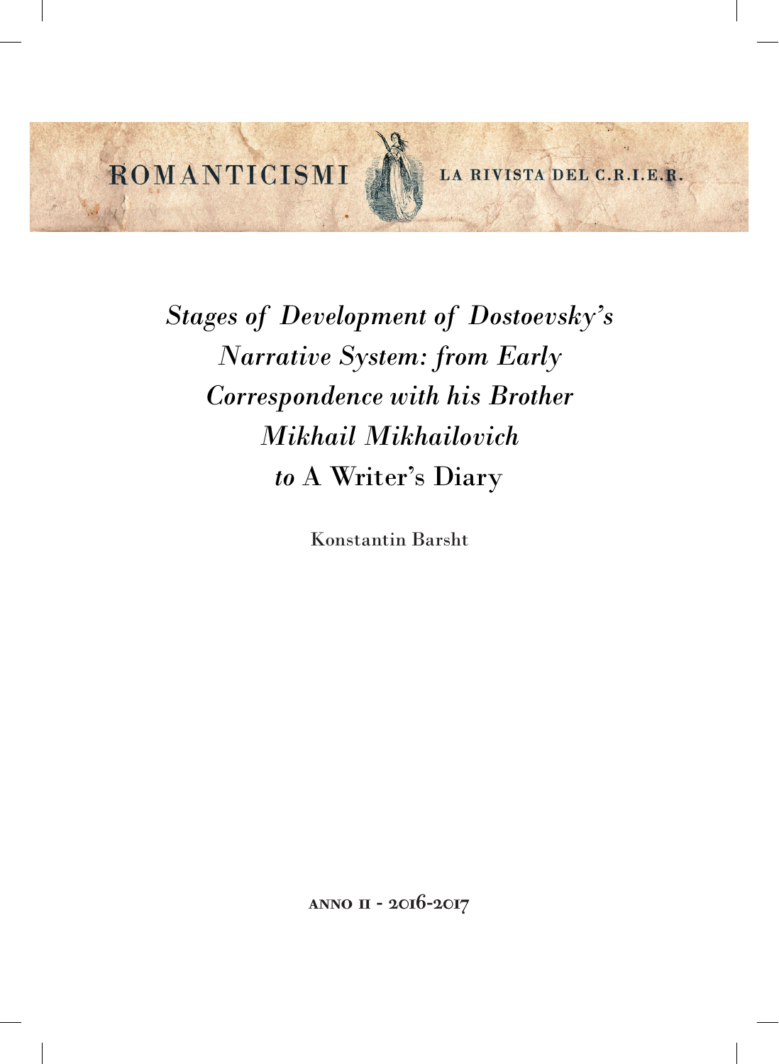ROMANTICISMI — LA RIVISTA DEL C.R.I.E.R.

# *Stages of Development of Dostoevsky's Narrative System: from Early Correspondence with his Brother Mikhail Mikhailovich to* A Writer's Diary

Konstantin Barsht

ANNO II - 2016-2017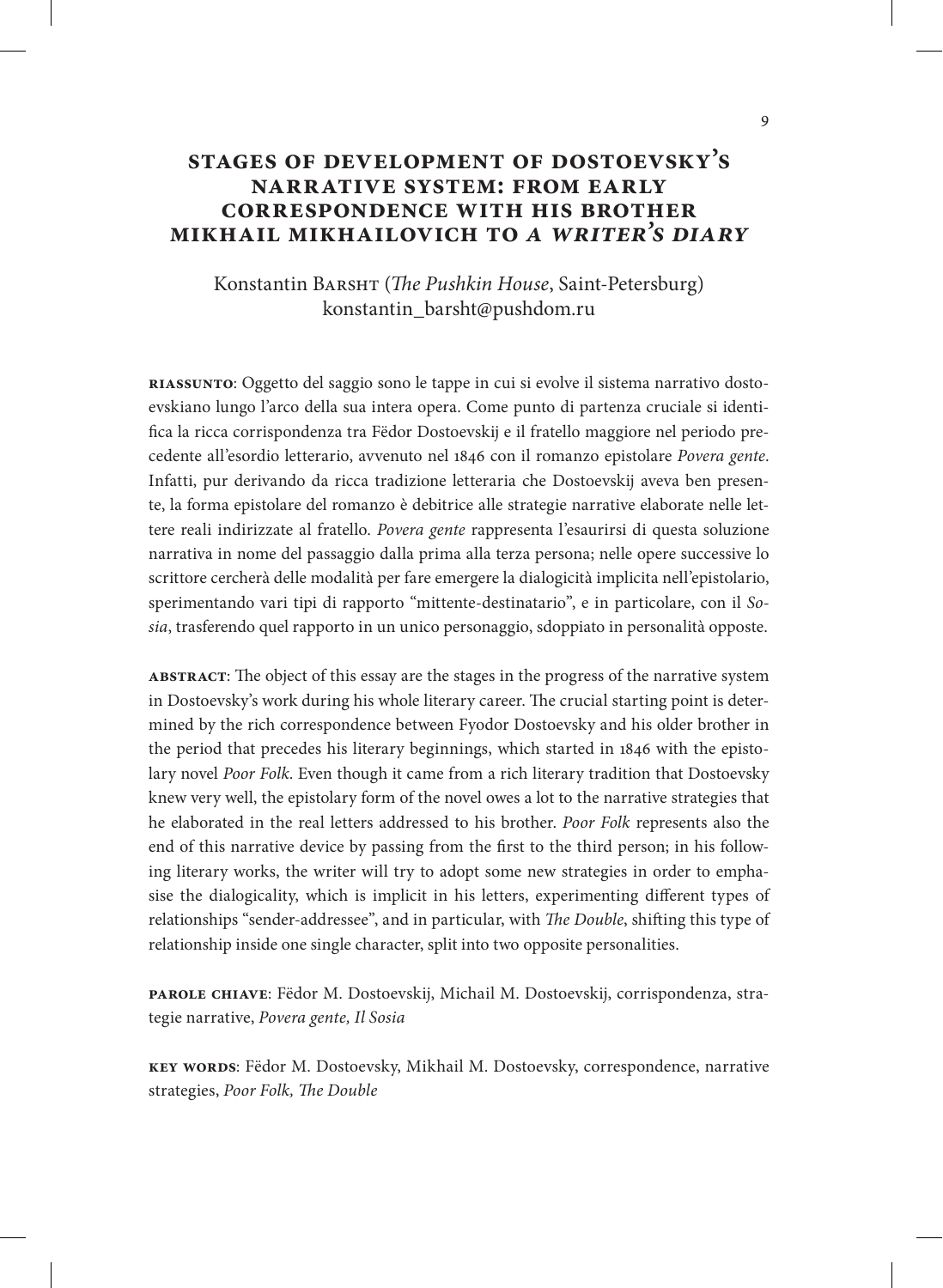# STAGES OF DEVELOPMENT OF DOSTOEVSKY'S NARRATIVE SYSTEM: FROM EARLY CORRESPONDENCE WITH HIS BROTHER MIKHAIL MIKHAILOVICH TO *A WRITER'S DIARY*

Konstantin Barsht (*The Pushkin House*, Saint-Petersburg)
konstantin_barsht@pushdom.ru

**Riassunto**: Oggetto del saggio sono le tappe in cui si evolve il sistema narrativo dostoevskiano lungo l'arco della sua intera opera. Come punto di partenza cruciale si identifica la ricca corrispondenza tra Fëdor Dostoevskij e il fratello maggiore nel periodo precedente all'esordio letterario, avvenuto nel 1846 con il romanzo epistolare *Povera gente*. Infatti, pur derivando da ricca tradizione letteraria che Dostoevskij aveva ben presente, la forma epistolare del romanzo è debitrice alle strategie narrative elaborate nelle lettere reali indirizzate al fratello. *Povera gente* rappresenta l'esaurirsi di questa soluzione narrativa in nome del passaggio dalla prima alla terza persona; nelle opere successive lo scrittore cercherà delle modalità per fare emergere la dialogicità implicita nell'epistolario, sperimentando vari tipi di rapporto "mittente-destinatario", e in particolare, con il *Sosia*, trasferendo quel rapporto in un unico personaggio, sdoppiato in personalità opposte.

**Abstract**: The object of this essay are the stages in the progress of the narrative system in Dostoevsky's work during his whole literary career. The crucial starting point is determined by the rich correspondence between Fyodor Dostoevsky and his older brother in the period that precedes his literary beginnings, which started in 1846 with the epistolary novel *Poor Folk*. Even though it came from a rich literary tradition that Dostoevsky knew very well, the epistolary form of the novel owes a lot to the narrative strategies that he elaborated in the real letters addressed to his brother. *Poor Folk* represents also the end of this narrative device by passing from the first to the third person; in his following literary works, the writer will try to adopt some new strategies in order to emphasise the dialogicality, which is implicit in his letters, experimenting different types of relationships "sender-addressee", and in particular, with *The Double*, shifting this type of relationship inside one single character, split into two opposite personalities.

**Parole chiave**: Fëdor M. Dostoevskij, Michail M. Dostoevskij, corrispondenza, strategie narrative, *Povera gente, Il Sosia*

**Key words**: Fëdor M. Dostoevsky, Mikhail M. Dostoevsky, correspondence, narrative strategies, *Poor Folk, The Double*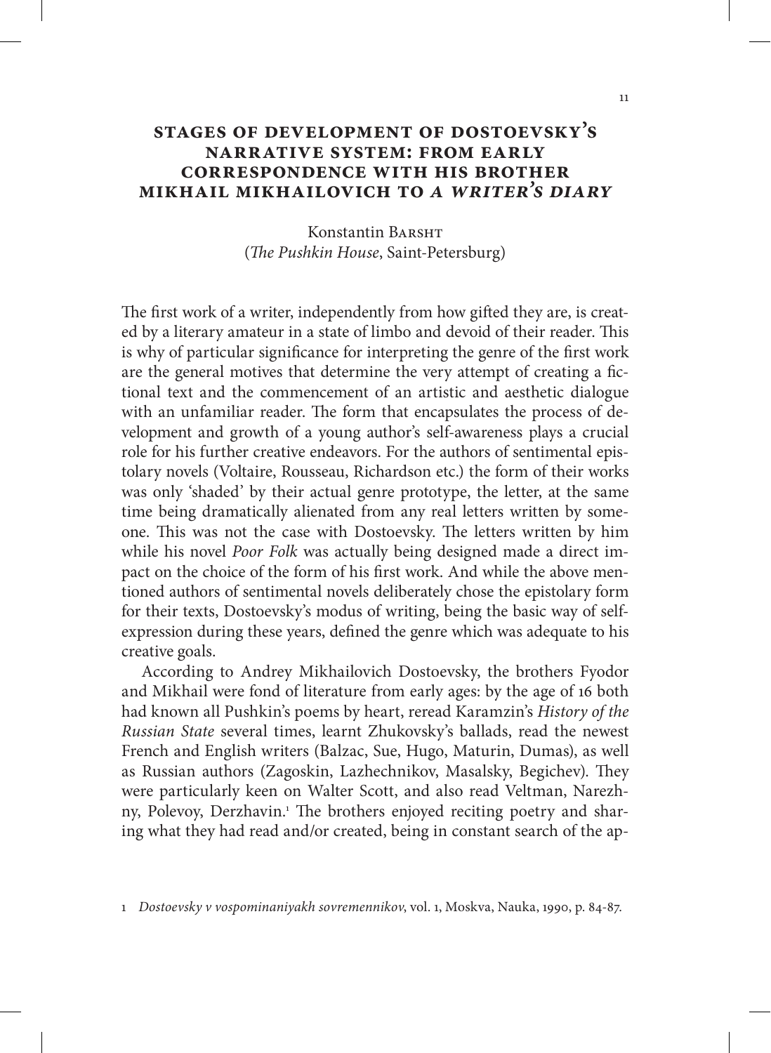# STAGES OF DEVELOPMENT OF DOSTOEVSKY'S NARRATIVE SYSTEM: FROM EARLY CORRESPONDENCE WITH HIS BROTHER MIKHAIL MIKHAILOVICH TO *A WRITER'S DIARY*

Konstantin BARSHT
(*The Pushkin House*, Saint-Petersburg)

The first work of a writer, independently from how gifted they are, is created by a literary amateur in a state of limbo and devoid of their reader. This is why of particular significance for interpreting the genre of the first work are the general motives that determine the very attempt of creating a fictional text and the commencement of an artistic and aesthetic dialogue with an unfamiliar reader. The form that encapsulates the process of development and growth of a young author's self-awareness plays a crucial role for his further creative endeavors. For the authors of sentimental epistolary novels (Voltaire, Rousseau, Richardson etc.) the form of their works was only 'shaded' by their actual genre prototype, the letter, at the same time being dramatically alienated from any real letters written by someone. This was not the case with Dostoevsky. The letters written by him while his novel *Poor Folk* was actually being designed made a direct impact on the choice of the form of his first work. And while the above mentioned authors of sentimental novels deliberately chose the epistolary form for their texts, Dostoevsky's modus of writing, being the basic way of self-expression during these years, defined the genre which was adequate to his creative goals.

According to Andrey Mikhailovich Dostoevsky, the brothers Fyodor and Mikhail were fond of literature from early ages: by the age of 16 both had known all Pushkin's poems by heart, reread Karamzin's *History of the Russian State* several times, learnt Zhukovsky's ballads, read the newest French and English writers (Balzac, Sue, Hugo, Maturin, Dumas), as well as Russian authors (Zagoskin, Lazhechnikov, Masalsky, Begichev). They were particularly keen on Walter Scott, and also read Veltman, Narezhny, Polevoy, Derzhavin.[1] The brothers enjoyed reciting poetry and sharing what they had read and/or created, being in constant search of the ap-

[1] *Dostoevsky v vospominaniyakh sovremennikov*, vol. 1, Moskva, Nauka, 1990, p. 84-87.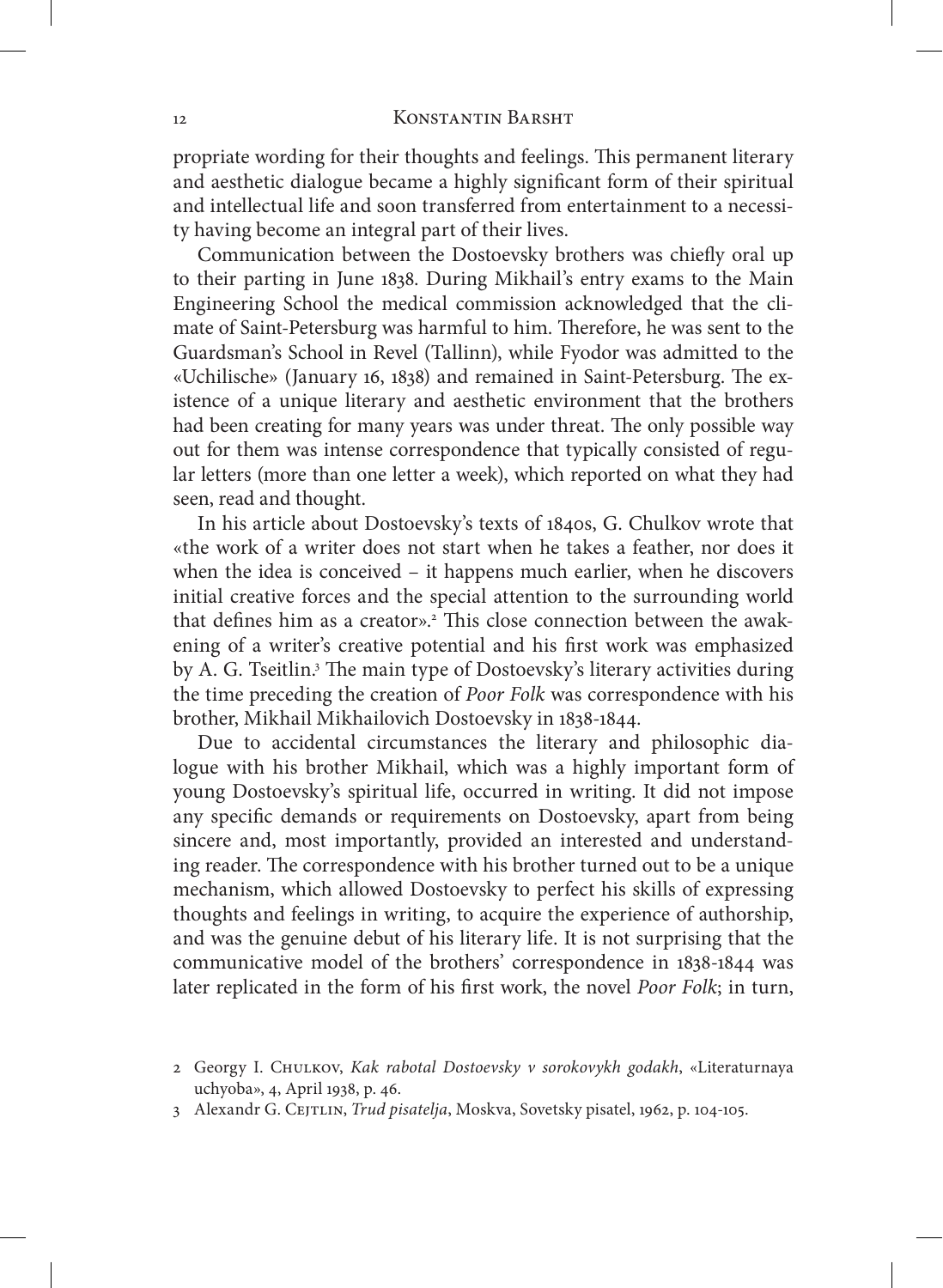propriate wording for their thoughts and feelings. This permanent literary and aesthetic dialogue became a highly significant form of their spiritual and intellectual life and soon transferred from entertainment to a necessity having become an integral part of their lives.

Communication between the Dostoevsky brothers was chiefly oral up to their parting in June 1838. During Mikhail's entry exams to the Main Engineering School the medical commission acknowledged that the climate of Saint-Petersburg was harmful to him. Therefore, he was sent to the Guardsman's School in Revel (Tallinn), while Fyodor was admitted to the «Uchilische» (January 16, 1838) and remained in Saint-Petersburg. The existence of a unique literary and aesthetic environment that the brothers had been creating for many years was under threat. The only possible way out for them was intense correspondence that typically consisted of regular letters (more than one letter a week), which reported on what they had seen, read and thought.

In his article about Dostoevsky's texts of 1840s, G. Chulkov wrote that «the work of a writer does not start when he takes a feather, nor does it when the idea is conceived – it happens much earlier, when he discovers initial creative forces and the special attention to the surrounding world that defines him as a creator».[2] This close connection between the awakening of a writer's creative potential and his first work was emphasized by A. G. Tseitlin.[3] The main type of Dostoevsky's literary activities during the time preceding the creation of *Poor Folk* was correspondence with his brother, Mikhail Mikhailovich Dostoevsky in 1838-1844.

Due to accidental circumstances the literary and philosophic dialogue with his brother Mikhail, which was a highly important form of young Dostoevsky's spiritual life, occurred in writing. It did not impose any specific demands or requirements on Dostoevsky, apart from being sincere and, most importantly, provided an interested and understanding reader. The correspondence with his brother turned out to be a unique mechanism, which allowed Dostoevsky to perfect his skills of expressing thoughts and feelings in writing, to acquire the experience of authorship, and was the genuine debut of his literary life. It is not surprising that the communicative model of the brothers' correspondence in 1838-1844 was later replicated in the form of his first work, the novel *Poor Folk*; in turn,

2 Georgy I. Chulkov, *Kak rabotal Dostoevsky v sorokovykh godakh*, «Literaturnaya uchyoba», 4, April 1938, p. 46.

3 Alexandr G. Cejtlin, *Trud pisatelja*, Moskva, Sovetsky pisatel, 1962, p. 104-105.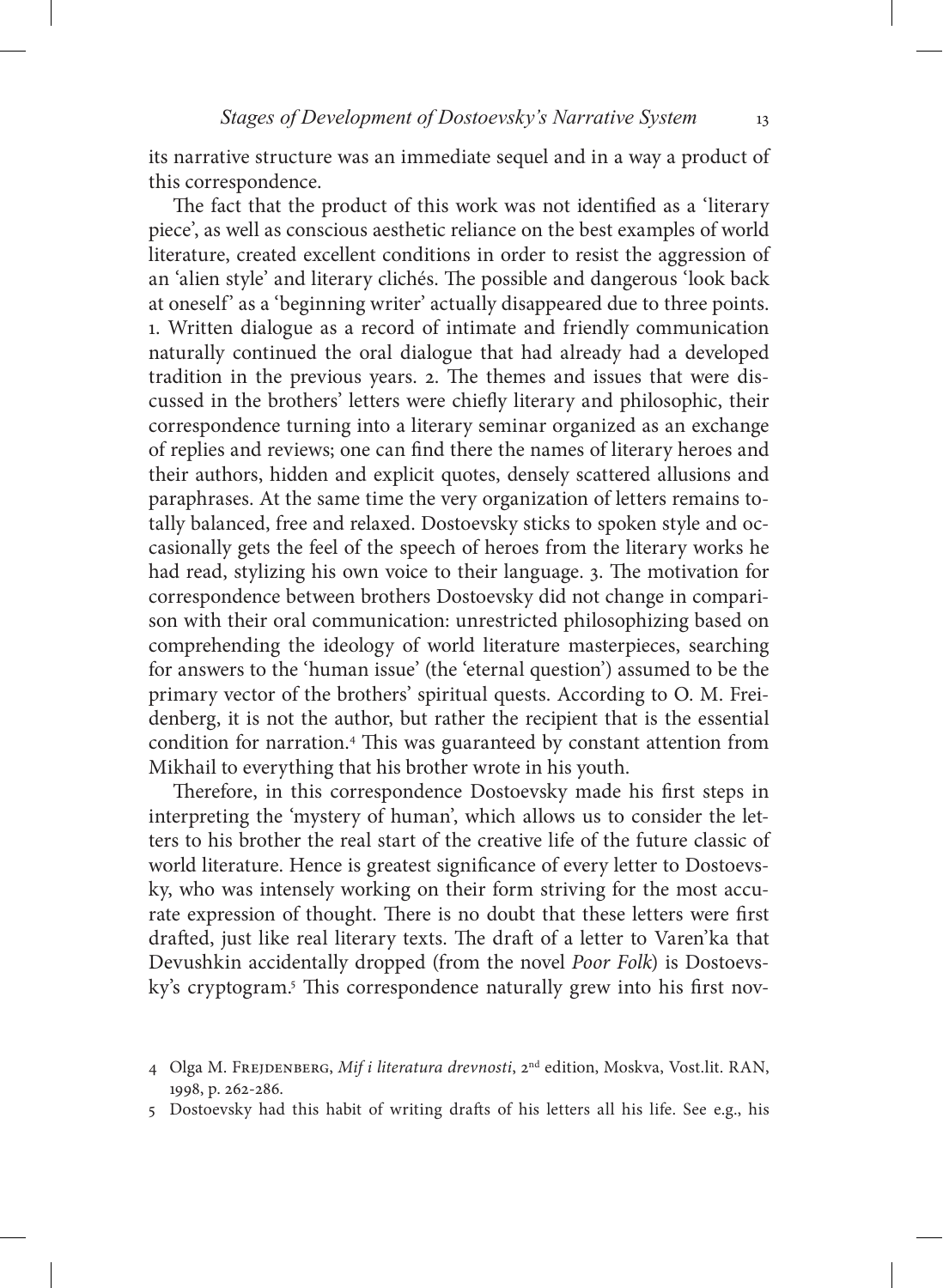its narrative structure was an immediate sequel and in a way a product of this correspondence.

The fact that the product of this work was not identified as a 'literary piece', as well as conscious aesthetic reliance on the best examples of world literature, created excellent conditions in order to resist the aggression of an 'alien style' and literary clichés. The possible and dangerous 'look back at oneself' as a 'beginning writer' actually disappeared due to three points. 1. Written dialogue as a record of intimate and friendly communication naturally continued the oral dialogue that had already had a developed tradition in the previous years. 2. The themes and issues that were discussed in the brothers' letters were chiefly literary and philosophic, their correspondence turning into a literary seminar organized as an exchange of replies and reviews; one can find there the names of literary heroes and their authors, hidden and explicit quotes, densely scattered allusions and paraphrases. At the same time the very organization of letters remains totally balanced, free and relaxed. Dostoevsky sticks to spoken style and occasionally gets the feel of the speech of heroes from the literary works he had read, stylizing his own voice to their language. 3. The motivation for correspondence between brothers Dostoevsky did not change in comparison with their oral communication: unrestricted philosophizing based on comprehending the ideology of world literature masterpieces, searching for answers to the 'human issue' (the 'eternal question') assumed to be the primary vector of the brothers' spiritual quests. According to O. M. Freidenberg, it is not the author, but rather the recipient that is the essential condition for narration.[4] This was guaranteed by constant attention from Mikhail to everything that his brother wrote in his youth.

Therefore, in this correspondence Dostoevsky made his first steps in interpreting the 'mystery of human', which allows us to consider the letters to his brother the real start of the creative life of the future classic of world literature. Hence is greatest significance of every letter to Dostoevsky, who was intensely working on their form striving for the most accurate expression of thought. There is no doubt that these letters were first drafted, just like real literary texts. The draft of a letter to Varen'ka that Devushkin accidentally dropped (from the novel *Poor Folk*) is Dostoevsky's cryptogram.[5] This correspondence naturally grew into his first nov-

4 Olga M. Frejdenberg, *Mif i literatura drevnosti*, 2nd edition, Moskva, Vost.lit. RAN, 1998, p. 262-286.

5 Dostoevsky had this habit of writing drafts of his letters all his life. See e.g., his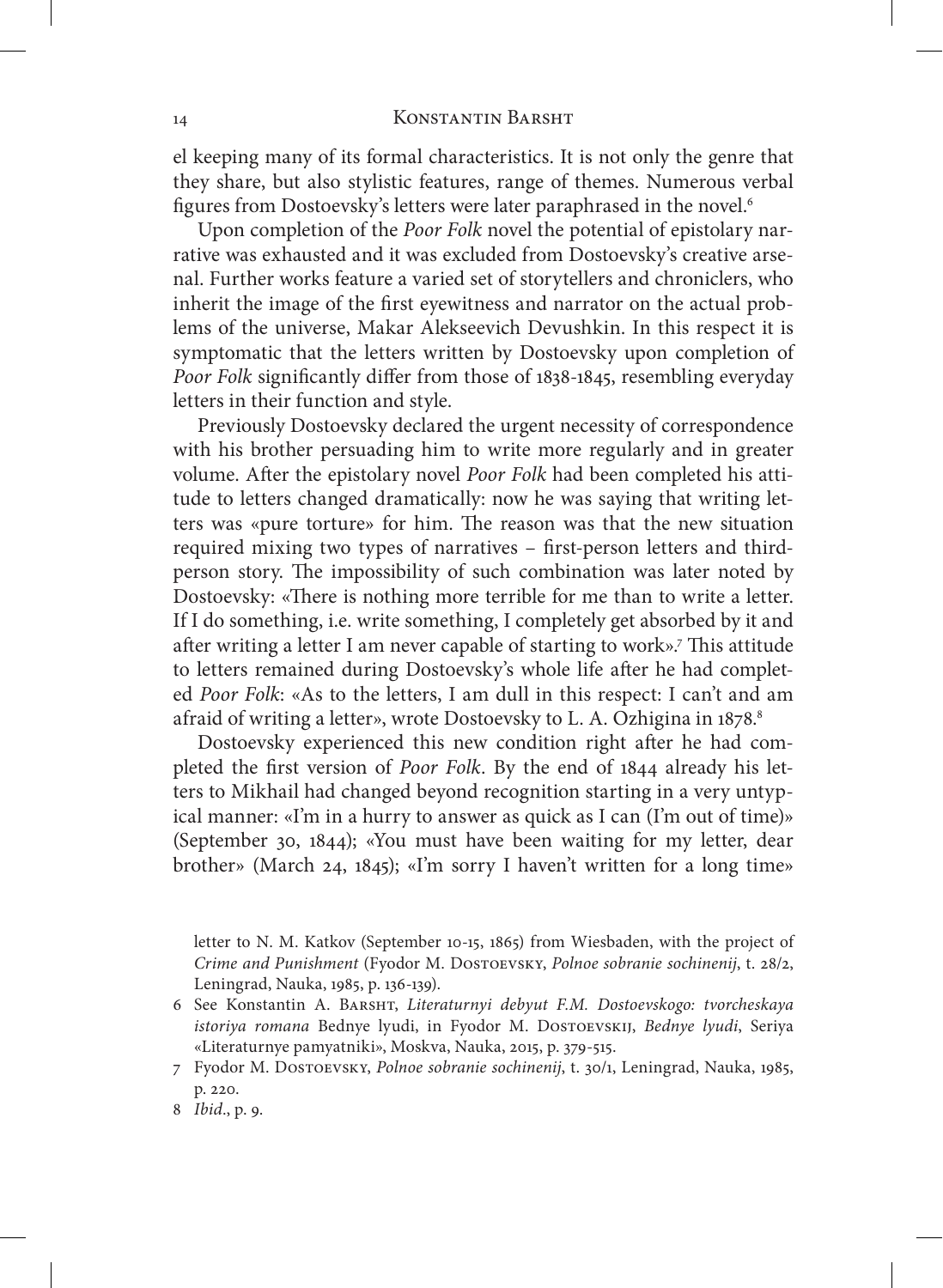el keeping many of its formal characteristics. It is not only the genre that they share, but also stylistic features, range of themes. Numerous verbal figures from Dostoevsky's letters were later paraphrased in the novel.[6]

Upon completion of the *Poor Folk* novel the potential of epistolary narrative was exhausted and it was excluded from Dostoevsky's creative arsenal. Further works feature a varied set of storytellers and chroniclers, who inherit the image of the first eyewitness and narrator on the actual problems of the universe, Makar Alekseevich Devushkin. In this respect it is symptomatic that the letters written by Dostoevsky upon completion of *Poor Folk* significantly differ from those of 1838-1845, resembling everyday letters in their function and style.

Previously Dostoevsky declared the urgent necessity of correspondence with his brother persuading him to write more regularly and in greater volume. After the epistolary novel *Poor Folk* had been completed his attitude to letters changed dramatically: now he was saying that writing letters was «pure torture» for him. The reason was that the new situation required mixing two types of narratives – first-person letters and third-person story. The impossibility of such combination was later noted by Dostoevsky: «There is nothing more terrible for me than to write a letter. If I do something, i.e. write something, I completely get absorbed by it and after writing a letter I am never capable of starting to work».[7] This attitude to letters remained during Dostoevsky's whole life after he had completed *Poor Folk*: «As to the letters, I am dull in this respect: I can't and am afraid of writing a letter», wrote Dostoevsky to L. A. Ozhigina in 1878.[8]

Dostoevsky experienced this new condition right after he had completed the first version of *Poor Folk*. By the end of 1844 already his letters to Mikhail had changed beyond recognition starting in a very untypical manner: «I'm in a hurry to answer as quick as I can (I'm out of time)» (September 30, 1844); «You must have been waiting for my letter, dear brother» (March 24, 1845); «I'm sorry I haven't written for a long time»

letter to N. M. Katkov (September 10-15, 1865) from Wiesbaden, with the project of *Crime and Punishment* (Fyodor M. Dostoevsky, *Polnoe sobranie sochinenij*, t. 28/2, Leningrad, Nauka, 1985, p. 136-139).

6 See Konstantin A. Barsht, *Literaturnyi debyut F.M. Dostoevskogo: tvorcheskaya istoriya romana* Bednye lyudi, in Fyodor M. Dostoevskij, *Bednye lyudi*, Seriya «Literaturnye pamyatniki», Moskva, Nauka, 2015, p. 379-515.

7 Fyodor M. Dostoevsky, *Polnoe sobranie sochinenij*, t. 30/1, Leningrad, Nauka, 1985, p. 220.

8 *Ibid*., p. 9.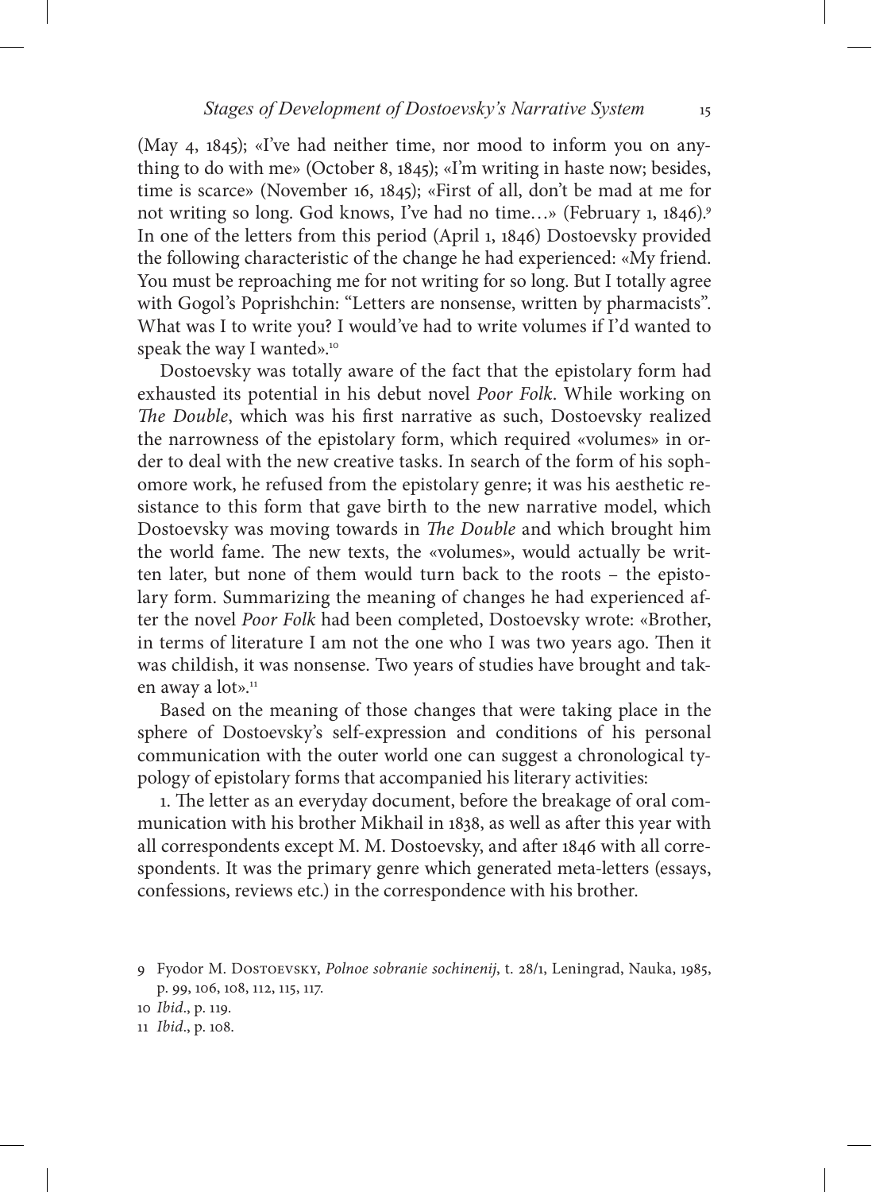(May 4, 1845); «I've had neither time, nor mood to inform you on anything to do with me» (October 8, 1845); «I'm writing in haste now; besides, time is scarce» (November 16, 1845); «First of all, don't be mad at me for not writing so long. God knows, I've had no time…» (February 1, 1846).[9] In one of the letters from this period (April 1, 1846) Dostoevsky provided the following characteristic of the change he had experienced: «My friend. You must be reproaching me for not writing for so long. But I totally agree with Gogol's Poprishchin: "Letters are nonsense, written by pharmacists". What was I to write you? I would've had to write volumes if I'd wanted to speak the way I wanted».[10]

Dostoevsky was totally aware of the fact that the epistolary form had exhausted its potential in his debut novel *Poor Folk*. While working on *The Double*, which was his first narrative as such, Dostoevsky realized the narrowness of the epistolary form, which required «volumes» in order to deal with the new creative tasks. In search of the form of his sophomore work, he refused from the epistolary genre; it was his aesthetic resistance to this form that gave birth to the new narrative model, which Dostoevsky was moving towards in *The Double* and which brought him the world fame. The new texts, the «volumes», would actually be written later, but none of them would turn back to the roots – the epistolary form. Summarizing the meaning of changes he had experienced after the novel *Poor Folk* had been completed, Dostoevsky wrote: «Brother, in terms of literature I am not the one who I was two years ago. Then it was childish, it was nonsense. Two years of studies have brought and taken away a lot».[11]

Based on the meaning of those changes that were taking place in the sphere of Dostoevsky's self-expression and conditions of his personal communication with the outer world one can suggest a chronological typology of epistolary forms that accompanied his literary activities:

1. The letter as an everyday document, before the breakage of oral communication with his brother Mikhail in 1838, as well as after this year with all correspondents except M. M. Dostoevsky, and after 1846 with all correspondents. It was the primary genre which generated meta-letters (essays, confessions, reviews etc.) in the correspondence with his brother.

---

9 Fyodor M. Dostoevsky, *Polnoe sobranie sochinenij*, t. 28/1, Leningrad, Nauka, 1985, p. 99, 106, 108, 112, 115, 117.

10 *Ibid*., p. 119.

11 *Ibid*., p. 108.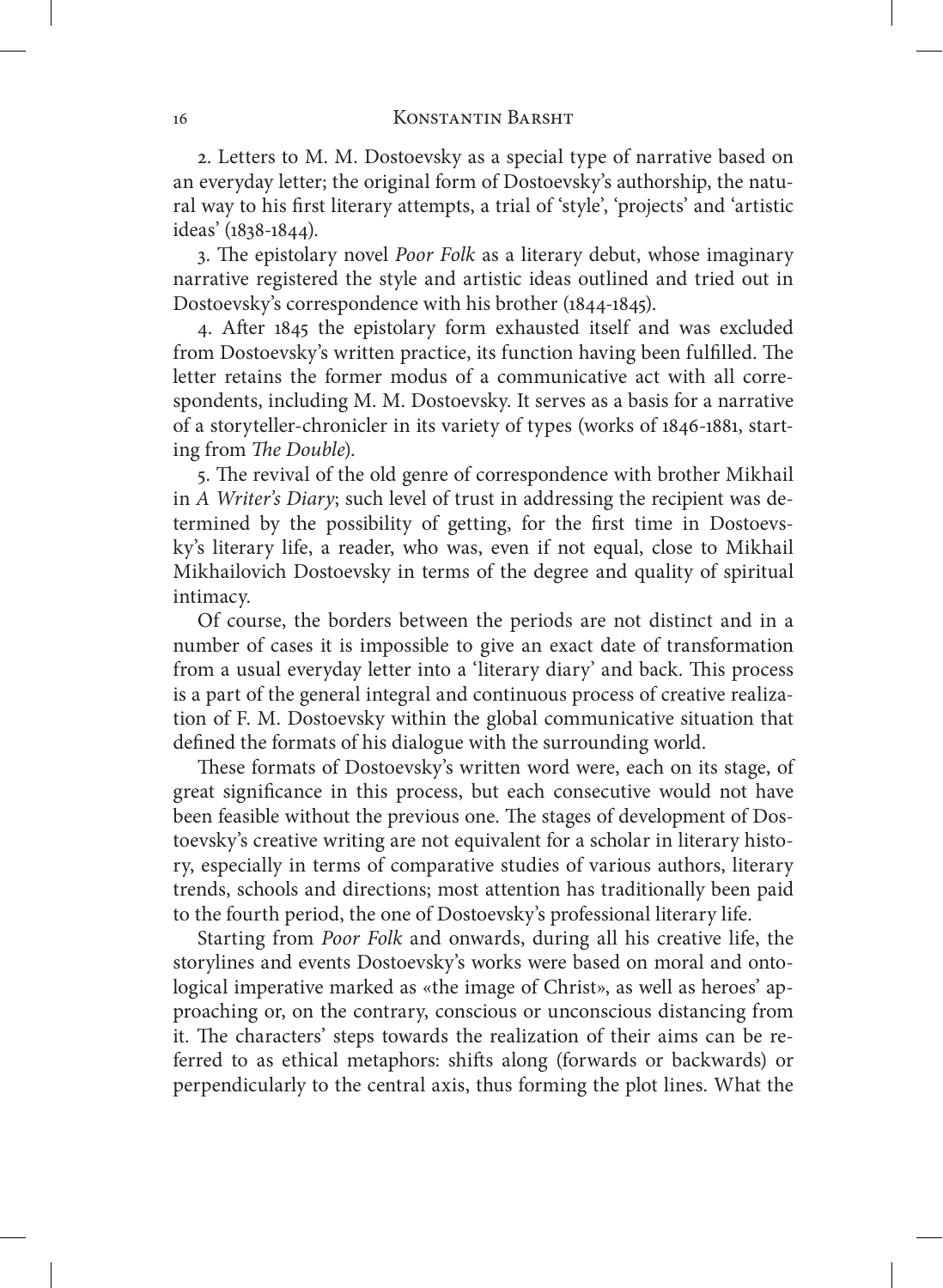2. Letters to M. M. Dostoevsky as a special type of narrative based on an everyday letter; the original form of Dostoevsky's authorship, the natural way to his first literary attempts, a trial of 'style', 'projects' and 'artistic ideas' (1838-1844).

3. The epistolary novel *Poor Folk* as a literary debut, whose imaginary narrative registered the style and artistic ideas outlined and tried out in Dostoevsky's correspondence with his brother (1844-1845).

4. After 1845 the epistolary form exhausted itself and was excluded from Dostoevsky's written practice, its function having been fulfilled. The letter retains the former modus of a communicative act with all correspondents, including M. M. Dostoevsky. It serves as a basis for a narrative of a storyteller-chronicler in its variety of types (works of 1846-1881, starting from *The Double*).

5. The revival of the old genre of correspondence with brother Mikhail in *A Writer's Diary*; such level of trust in addressing the recipient was determined by the possibility of getting, for the first time in Dostoevsky's literary life, a reader, who was, even if not equal, close to Mikhail Mikhailovich Dostoevsky in terms of the degree and quality of spiritual intimacy.

Of course, the borders between the periods are not distinct and in a number of cases it is impossible to give an exact date of transformation from a usual everyday letter into a 'literary diary' and back. This process is a part of the general integral and continuous process of creative realization of F. M. Dostoevsky within the global communicative situation that defined the formats of his dialogue with the surrounding world.

These formats of Dostoevsky's written word were, each on its stage, of great significance in this process, but each consecutive would not have been feasible without the previous one. The stages of development of Dostoevsky's creative writing are not equivalent for a scholar in literary history, especially in terms of comparative studies of various authors, literary trends, schools and directions; most attention has traditionally been paid to the fourth period, the one of Dostoevsky's professional literary life.

Starting from *Poor Folk* and onwards, during all his creative life, the storylines and events Dostoevsky's works were based on moral and ontological imperative marked as «the image of Christ», as well as heroes' approaching or, on the contrary, conscious or unconscious distancing from it. The characters' steps towards the realization of their aims can be referred to as ethical metaphors: shifts along (forwards or backwards) or perpendicularly to the central axis, thus forming the plot lines. What the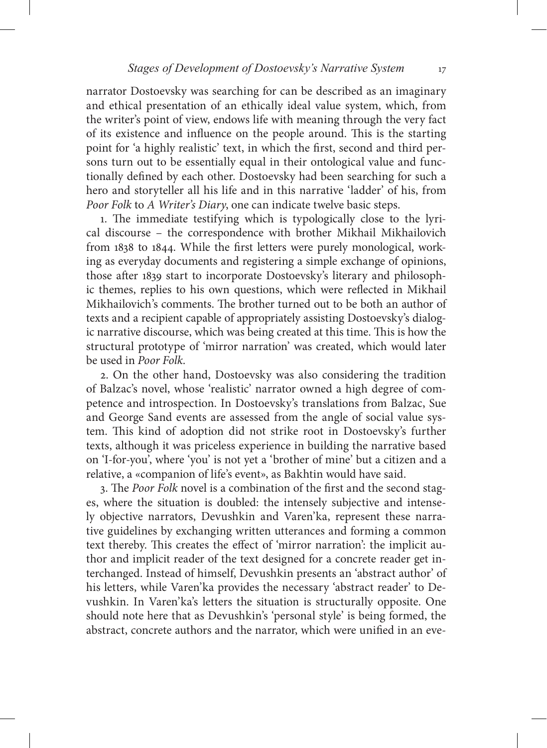narrator Dostoevsky was searching for can be described as an imaginary and ethical presentation of an ethically ideal value system, which, from the writer's point of view, endows life with meaning through the very fact of its existence and influence on the people around. This is the starting point for 'a highly realistic' text, in which the first, second and third persons turn out to be essentially equal in their ontological value and functionally defined by each other. Dostoevsky had been searching for such a hero and storyteller all his life and in this narrative 'ladder' of his, from *Poor Folk* to *A Writer's Diary*, one can indicate twelve basic steps.

1. The immediate testifying which is typologically close to the lyrical discourse – the correspondence with brother Mikhail Mikhailovich from 1838 to 1844. While the first letters were purely monological, working as everyday documents and registering a simple exchange of opinions, those after 1839 start to incorporate Dostoevsky's literary and philosophic themes, replies to his own questions, which were reflected in Mikhail Mikhailovich's comments. The brother turned out to be both an author of texts and a recipient capable of appropriately assisting Dostoevsky's dialogic narrative discourse, which was being created at this time. This is how the structural prototype of 'mirror narration' was created, which would later be used in *Poor Folk*.

2. On the other hand, Dostoevsky was also considering the tradition of Balzac's novel, whose 'realistic' narrator owned a high degree of competence and introspection. In Dostoevsky's translations from Balzac, Sue and George Sand events are assessed from the angle of social value system. This kind of adoption did not strike root in Dostoevsky's further texts, although it was priceless experience in building the narrative based on 'I-for-you', where 'you' is not yet a 'brother of mine' but a citizen and a relative, a «companion of life's event», as Bakhtin would have said.

3. The *Poor Folk* novel is a combination of the first and the second stages, where the situation is doubled: the intensely subjective and intensely objective narrators, Devushkin and Varen'ka, represent these narrative guidelines by exchanging written utterances and forming a common text thereby. This creates the effect of 'mirror narration': the implicit author and implicit reader of the text designed for a concrete reader get interchanged. Instead of himself, Devushkin presents an 'abstract author' of his letters, while Varen'ka provides the necessary 'abstract reader' to Devushkin. In Varen'ka's letters the situation is structurally opposite. One should note here that as Devushkin's 'personal style' is being formed, the abstract, concrete authors and the narrator, which were unified in an eve-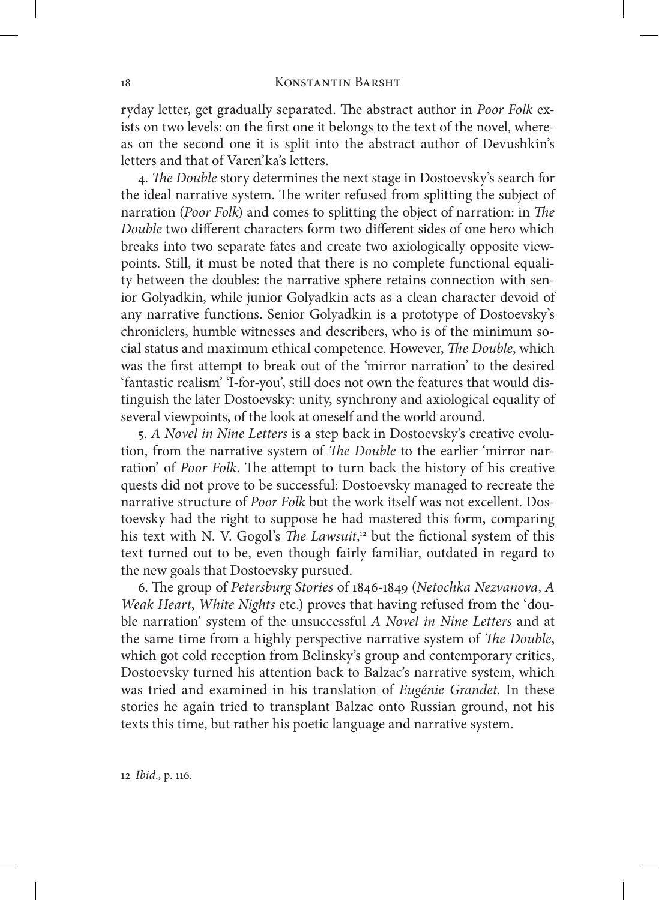ryday letter, get gradually separated. The abstract author in *Poor Folk* exists on two levels: on the first one it belongs to the text of the novel, whereas on the second one it is split into the abstract author of Devushkin's letters and that of Varen'ka's letters.

4. *The Double* story determines the next stage in Dostoevsky's search for the ideal narrative system. The writer refused from splitting the subject of narration (*Poor Folk*) and comes to splitting the object of narration: in *The Double* two different characters form two different sides of one hero which breaks into two separate fates and create two axiologically opposite viewpoints. Still, it must be noted that there is no complete functional equality between the doubles: the narrative sphere retains connection with senior Golyadkin, while junior Golyadkin acts as a clean character devoid of any narrative functions. Senior Golyadkin is a prototype of Dostoevsky's chroniclers, humble witnesses and describers, who is of the minimum social status and maximum ethical competence. However, *The Double*, which was the first attempt to break out of the 'mirror narration' to the desired 'fantastic realism' 'I-for-you', still does not own the features that would distinguish the later Dostoevsky: unity, synchrony and axiological equality of several viewpoints, of the look at oneself and the world around.

5. *A Novel in Nine Letters* is a step back in Dostoevsky's creative evolution, from the narrative system of *The Double* to the earlier 'mirror narration' of *Poor Folk*. The attempt to turn back the history of his creative quests did not prove to be successful: Dostoevsky managed to recreate the narrative structure of *Poor Folk* but the work itself was not excellent. Dostoevsky had the right to suppose he had mastered this form, comparing his text with N. V. Gogol's *The Lawsuit*,[12] but the fictional system of this text turned out to be, even though fairly familiar, outdated in regard to the new goals that Dostoevsky pursued.

6. The group of *Petersburg Stories* of 1846-1849 (*Netochka Nezvanova*, *A Weak Heart*, *White Nights* etc.) proves that having refused from the 'double narration' system of the unsuccessful *A Novel in Nine Letters* and at the same time from a highly perspective narrative system of *The Double*, which got cold reception from Belinsky's group and contemporary critics, Dostoevsky turned his attention back to Balzac's narrative system, which was tried and examined in his translation of *Eugénie Grandet*. In these stories he again tried to transplant Balzac onto Russian ground, not his texts this time, but rather his poetic language and narrative system.

12 *Ibid*., p. 116.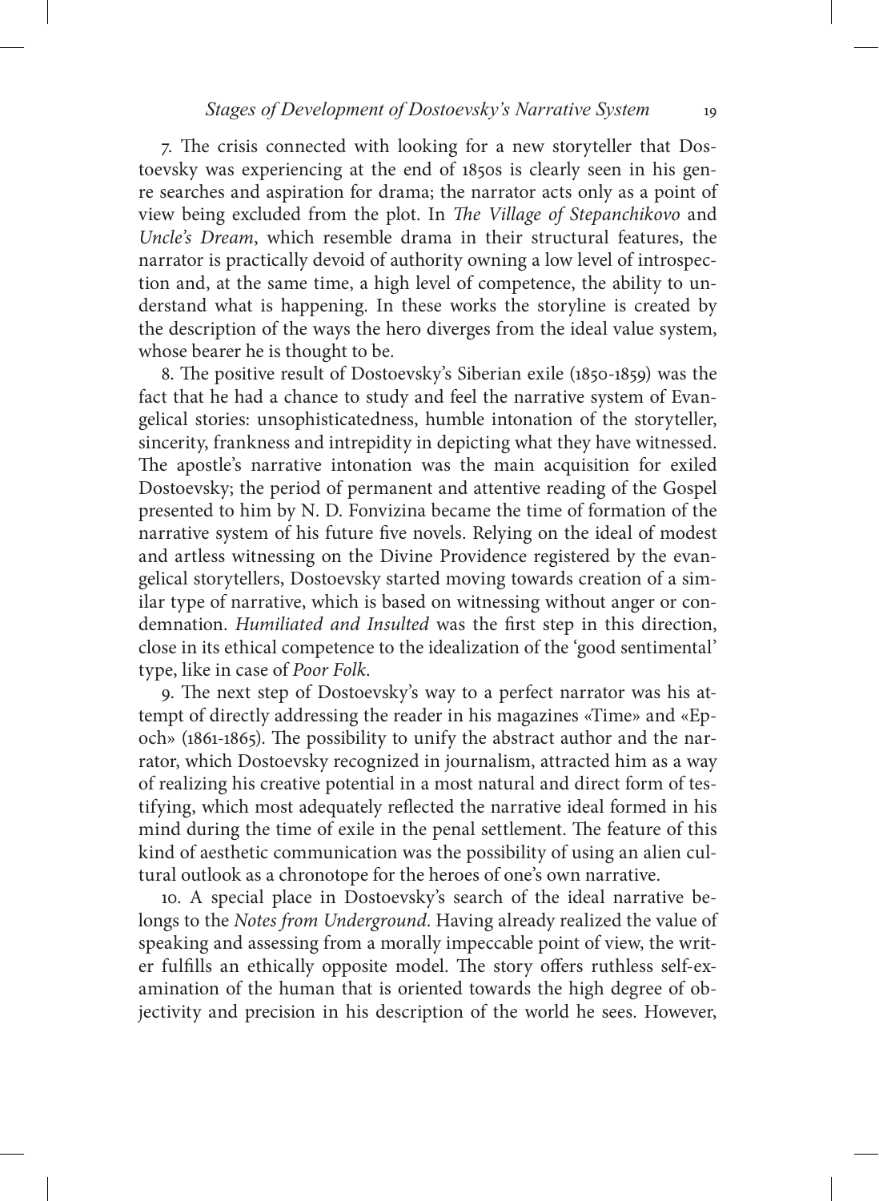7. The crisis connected with looking for a new storyteller that Dostoevsky was experiencing at the end of 1850s is clearly seen in his genre searches and aspiration for drama; the narrator acts only as a point of view being excluded from the plot. In *The Village of Stepanchikovo* and *Uncle's Dream*, which resemble drama in their structural features, the narrator is practically devoid of authority owning a low level of introspection and, at the same time, a high level of competence, the ability to understand what is happening. In these works the storyline is created by the description of the ways the hero diverges from the ideal value system, whose bearer he is thought to be.

8. The positive result of Dostoevsky's Siberian exile (1850-1859) was the fact that he had a chance to study and feel the narrative system of Evangelical stories: unsophisticatedness, humble intonation of the storyteller, sincerity, frankness and intrepidity in depicting what they have witnessed. The apostle's narrative intonation was the main acquisition for exiled Dostoevsky; the period of permanent and attentive reading of the Gospel presented to him by N. D. Fonvizina became the time of formation of the narrative system of his future five novels. Relying on the ideal of modest and artless witnessing on the Divine Providence registered by the evangelical storytellers, Dostoevsky started moving towards creation of a similar type of narrative, which is based on witnessing without anger or condemnation. *Humiliated and Insulted* was the first step in this direction, close in its ethical competence to the idealization of the 'good sentimental' type, like in case of *Poor Folk*.

9. The next step of Dostoevsky's way to a perfect narrator was his attempt of directly addressing the reader in his magazines «Time» and «Epoch» (1861-1865). The possibility to unify the abstract author and the narrator, which Dostoevsky recognized in journalism, attracted him as a way of realizing his creative potential in a most natural and direct form of testifying, which most adequately reflected the narrative ideal formed in his mind during the time of exile in the penal settlement. The feature of this kind of aesthetic communication was the possibility of using an alien cultural outlook as a chronotope for the heroes of one's own narrative.

10. A special place in Dostoevsky's search of the ideal narrative belongs to the *Notes from Underground*. Having already realized the value of speaking and assessing from a morally impeccable point of view, the writer fulfills an ethically opposite model. The story offers ruthless self-examination of the human that is oriented towards the high degree of objectivity and precision in his description of the world he sees. However,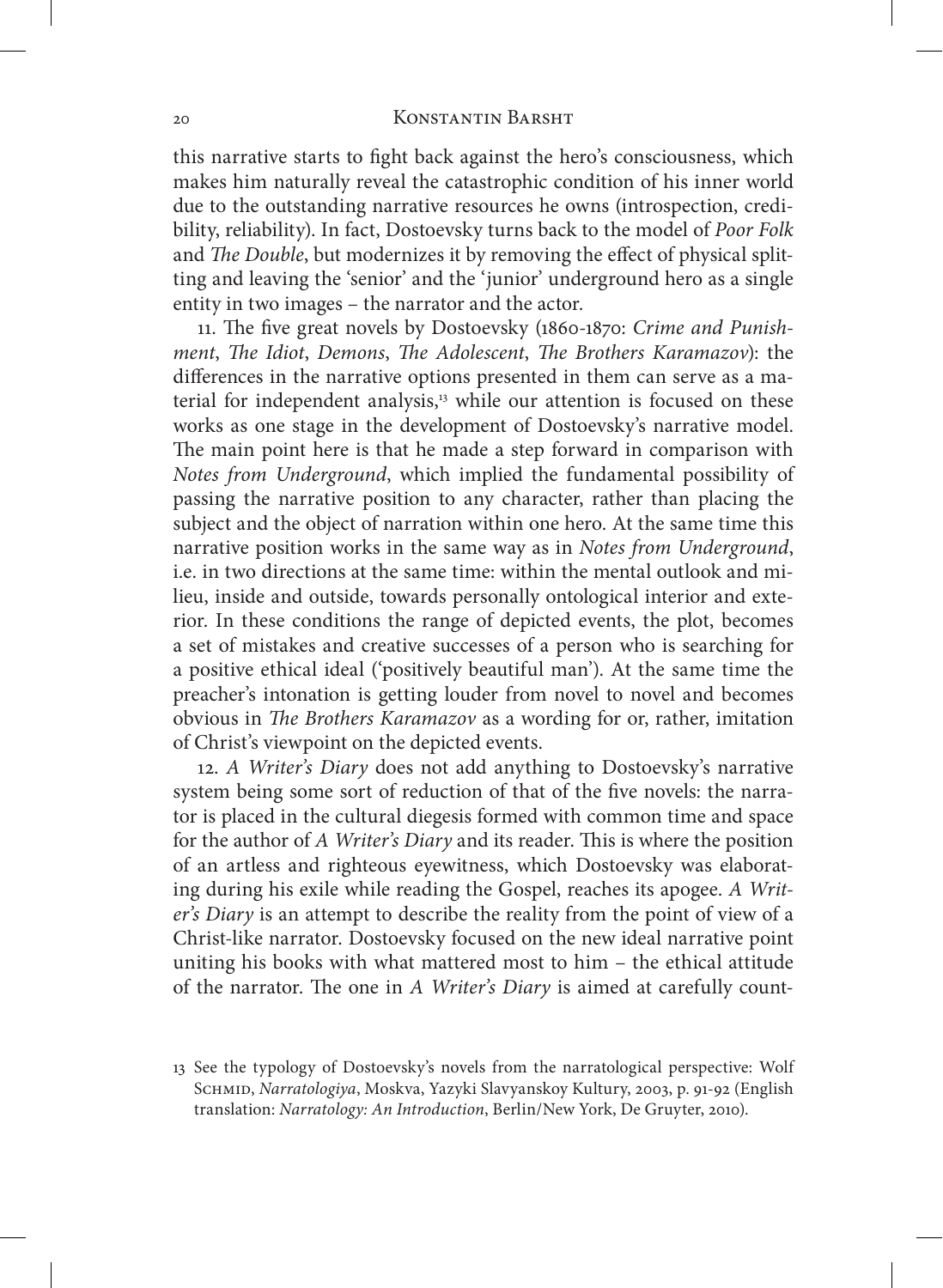this narrative starts to fight back against the hero's consciousness, which makes him naturally reveal the catastrophic condition of his inner world due to the outstanding narrative resources he owns (introspection, credibility, reliability). In fact, Dostoevsky turns back to the model of *Poor Folk* and *The Double*, but modernizes it by removing the effect of physical splitting and leaving the 'senior' and the 'junior' underground hero as a single entity in two images – the narrator and the actor.

11. The five great novels by Dostoevsky (1860-1870: *Crime and Punishment*, *The Idiot*, *Demons*, *The Adolescent*, *The Brothers Karamazov*): the differences in the narrative options presented in them can serve as a material for independent analysis,[13] while our attention is focused on these works as one stage in the development of Dostoevsky's narrative model. The main point here is that he made a step forward in comparison with *Notes from Underground*, which implied the fundamental possibility of passing the narrative position to any character, rather than placing the subject and the object of narration within one hero. At the same time this narrative position works in the same way as in *Notes from Underground*, i.e. in two directions at the same time: within the mental outlook and milieu, inside and outside, towards personally ontological interior and exterior. In these conditions the range of depicted events, the plot, becomes a set of mistakes and creative successes of a person who is searching for a positive ethical ideal ('positively beautiful man'). At the same time the preacher's intonation is getting louder from novel to novel and becomes obvious in *The Brothers Karamazov* as a wording for or, rather, imitation of Christ's viewpoint on the depicted events.

12. *A Writer's Diary* does not add anything to Dostoevsky's narrative system being some sort of reduction of that of the five novels: the narrator is placed in the cultural diegesis formed with common time and space for the author of *A Writer's Diary* and its reader. This is where the position of an artless and righteous eyewitness, which Dostoevsky was elaborating during his exile while reading the Gospel, reaches its apogee. *A Writer's Diary* is an attempt to describe the reality from the point of view of a Christ-like narrator. Dostoevsky focused on the new ideal narrative point uniting his books with what mattered most to him – the ethical attitude of the narrator. The one in *A Writer's Diary* is aimed at carefully count-

13 See the typology of Dostoevsky's novels from the narratological perspective: Wolf Schmid, *Narratologiya*, Moskva, Yazyki Slavyanskoy Kultury, 2003, p. 91-92 (English translation: *Narratology: An Introduction*, Berlin/New York, De Gruyter, 2010).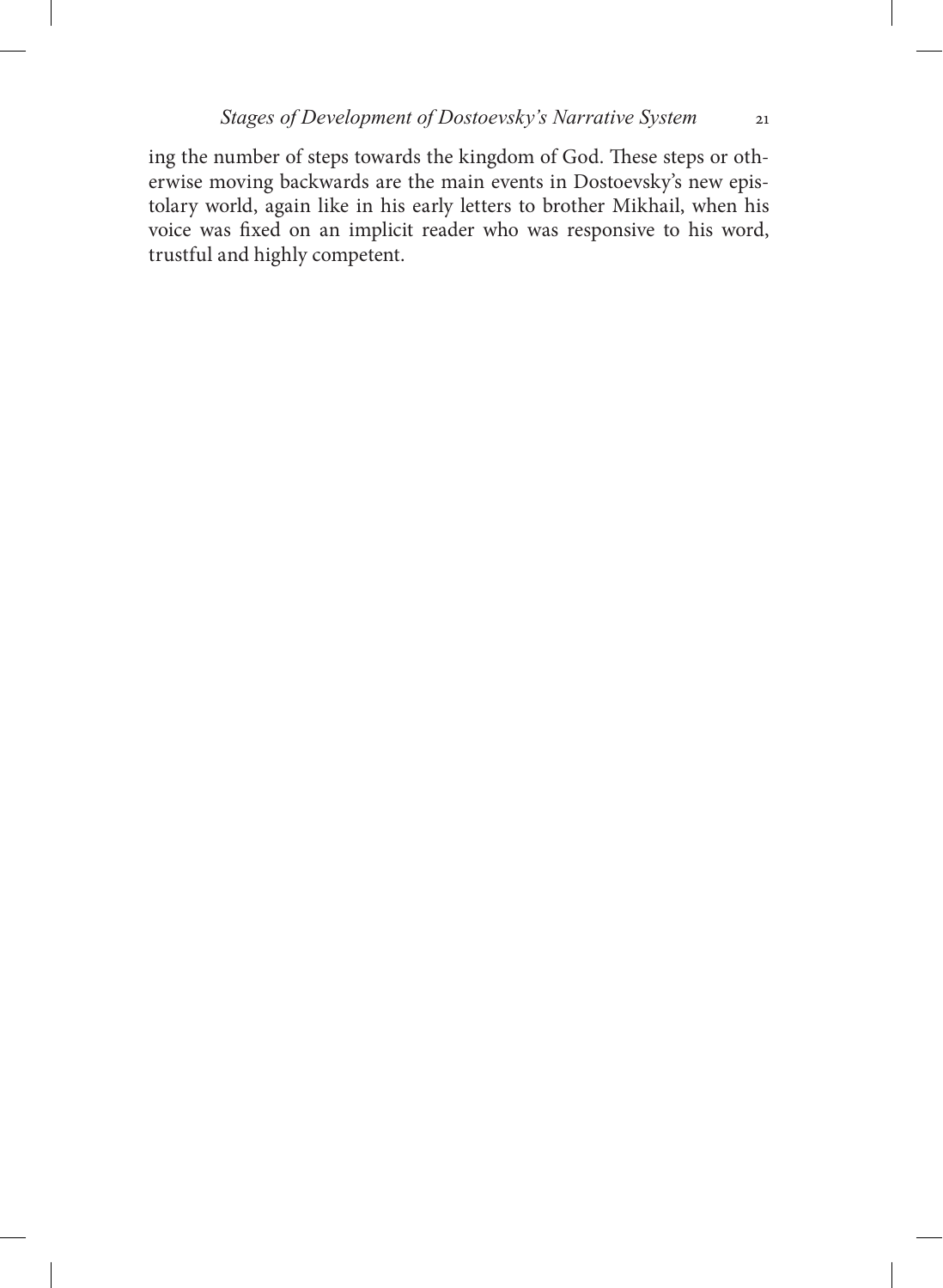ing the number of steps towards the kingdom of God. These steps or otherwise moving backwards are the main events in Dostoevsky's new epistolary world, again like in his early letters to brother Mikhail, when his voice was fixed on an implicit reader who was responsive to his word, trustful and highly competent.